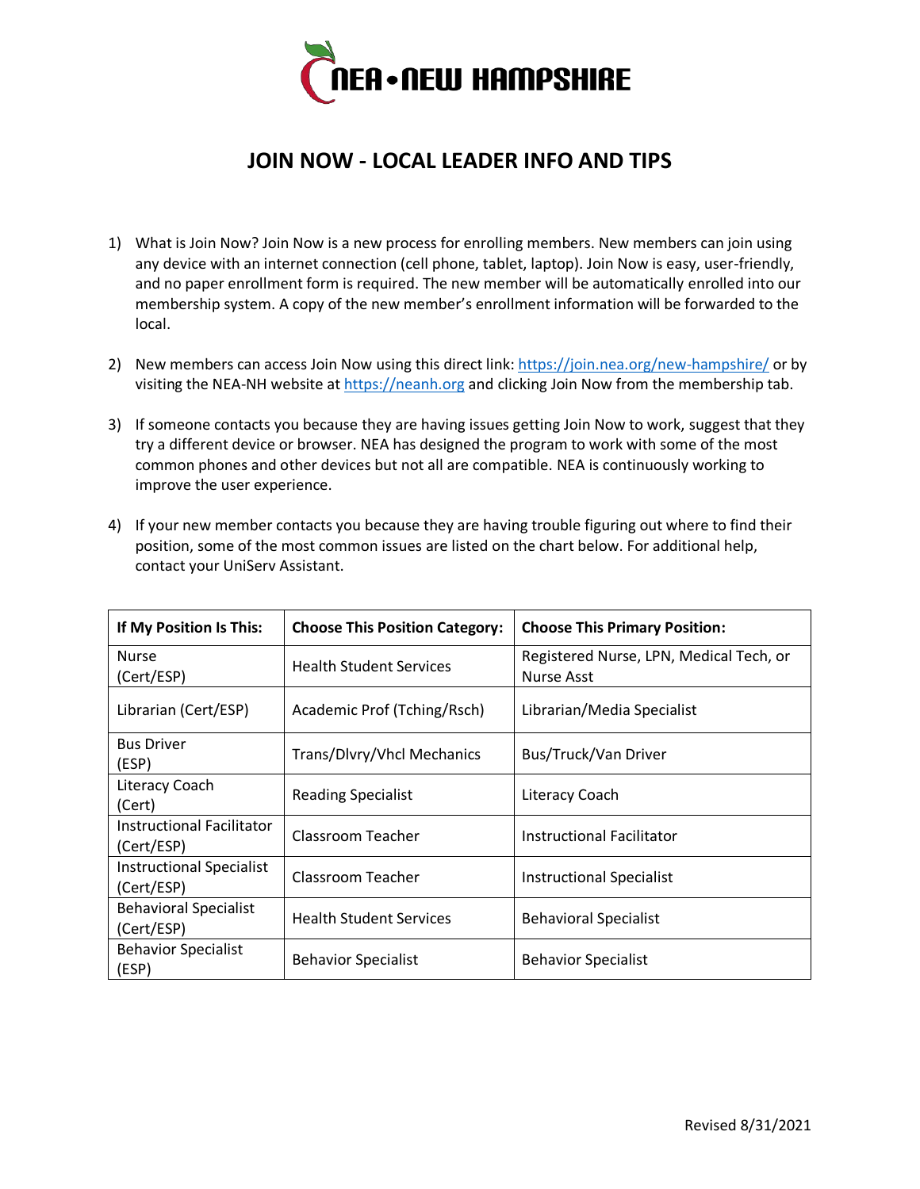NEA • NEW HAMPSHIRE

# JOIN NOW - LOCAL LEADER INFO AND TIPS

1) What is Join Now? Join Now is a new process for enrolling members. New members can join using any device with an internet connection (cell phone, tablet, laptop). Join Now is easy, user-friendly, and no paper enrollment form is required. The new member will be automatically enrolled into our membership system. A copy of the new member's enrollment information will be forwarded to the local.

2) New members can access Join Now using this direct link: https://join.nea.org/new-hampshire/ or by visiting the NEA-NH website at https://neanh.org and clicking Join Now from the membership tab.

3) If someone contacts you because they are having issues getting Join Now to work, suggest that they try a different device or browser. NEA has designed the program to work with some of the most common phones and other devices but not all are compatible. NEA is continuously working to improve the user experience.

4) If your new member contacts you because they are having trouble figuring out where to find their position, some of the most common issues are listed on the chart below. For additional help, contact your UniServ Assistant.

| If My Position Is This: | Choose This Position Category: | Choose This Primary Position: |
|---|---|---|
| Nurse (Cert/ESP) | Health Student Services | Registered Nurse, LPN, Medical Tech, or Nurse Asst |
| Librarian (Cert/ESP) | Academic Prof (Tching/Rsch) | Librarian/Media Specialist |
| Bus Driver (ESP) | Trans/Dlvry/Vhcl Mechanics | Bus/Truck/Van Driver |
| Literacy Coach (Cert) | Reading Specialist | Literacy Coach |
| Instructional Facilitator (Cert/ESP) | Classroom Teacher | Instructional Facilitator |
| Instructional Specialist (Cert/ESP) | Classroom Teacher | Instructional Specialist |
| Behavioral Specialist (Cert/ESP) | Health Student Services | Behavioral Specialist |
| Behavior Specialist (ESP) | Behavior Specialist | Behavior Specialist |

Revised 8/31/2021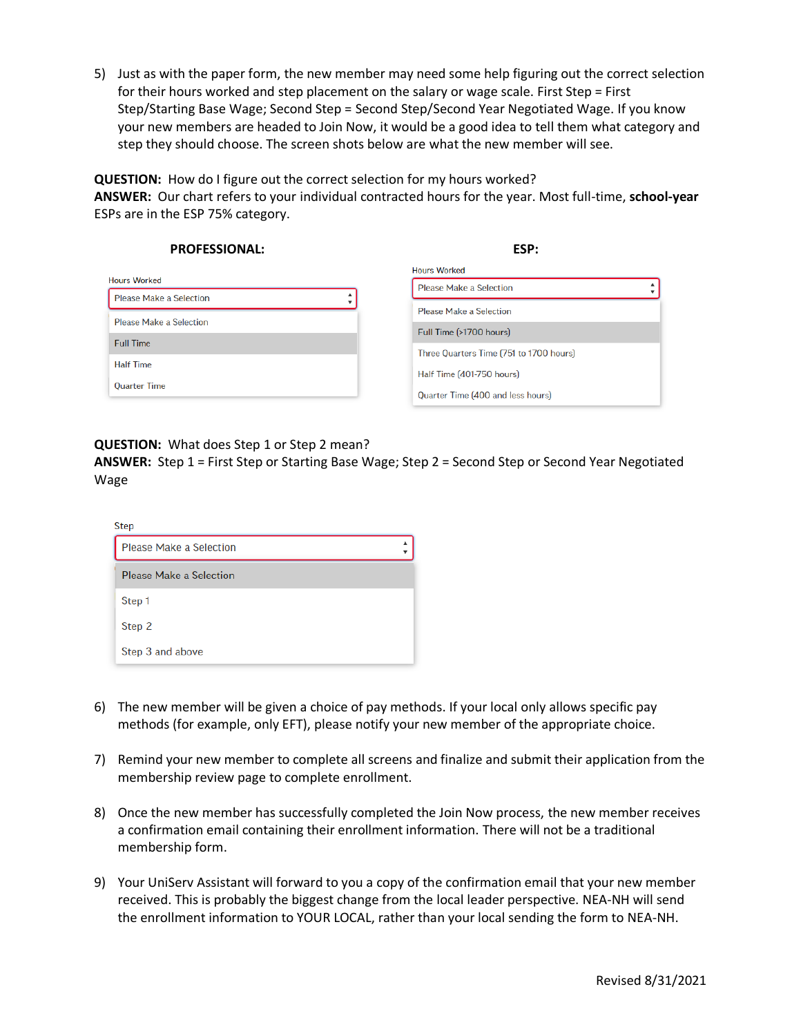5) Just as with the paper form, the new member may need some help figuring out the correct selection for their hours worked and step placement on the salary or wage scale. First Step = First Step/Starting Base Wage; Second Step = Second Step/Second Year Negotiated Wage. If you know your new members are headed to Join Now, it would be a good idea to tell them what category and step they should choose. The screen shots below are what the new member will see.

**QUESTION:** How do I figure out the correct selection for my hours worked?
**ANSWER:** Our chart refers to your individual contracted hours for the year. Most full-time, **school-year** ESPs are in the ESP 75% category.

**PROFESSIONAL:**

Hours Worked

- Please Make a Selection
- Please Make a Selection
- Full Time
- Half Time
- Quarter Time

**ESP:**

Hours Worked

- Please Make a Selection
- Please Make a Selection
- Full Time (>1700 hours)
- Three Quarters Time (751 to 1700 hours)
- Half Time (401-750 hours)
- Quarter Time (400 and less hours)

**QUESTION:** What does Step 1 or Step 2 mean?
**ANSWER:** Step 1 = First Step or Starting Base Wage; Step 2 = Second Step or Second Year Negotiated Wage

Step

- Please Make a Selection
- Please Make a Selection
- Step 1
- Step 2
- Step 3 and above

6) The new member will be given a choice of pay methods. If your local only allows specific pay methods (for example, only EFT), please notify your new member of the appropriate choice.

7) Remind your new member to complete all screens and finalize and submit their application from the membership review page to complete enrollment.

8) Once the new member has successfully completed the Join Now process, the new member receives a confirmation email containing their enrollment information. There will not be a traditional membership form.

9) Your UniServ Assistant will forward to you a copy of the confirmation email that your new member received. This is probably the biggest change from the local leader perspective. NEA-NH will send the enrollment information to YOUR LOCAL, rather than your local sending the form to NEA-NH.

Revised 8/31/2021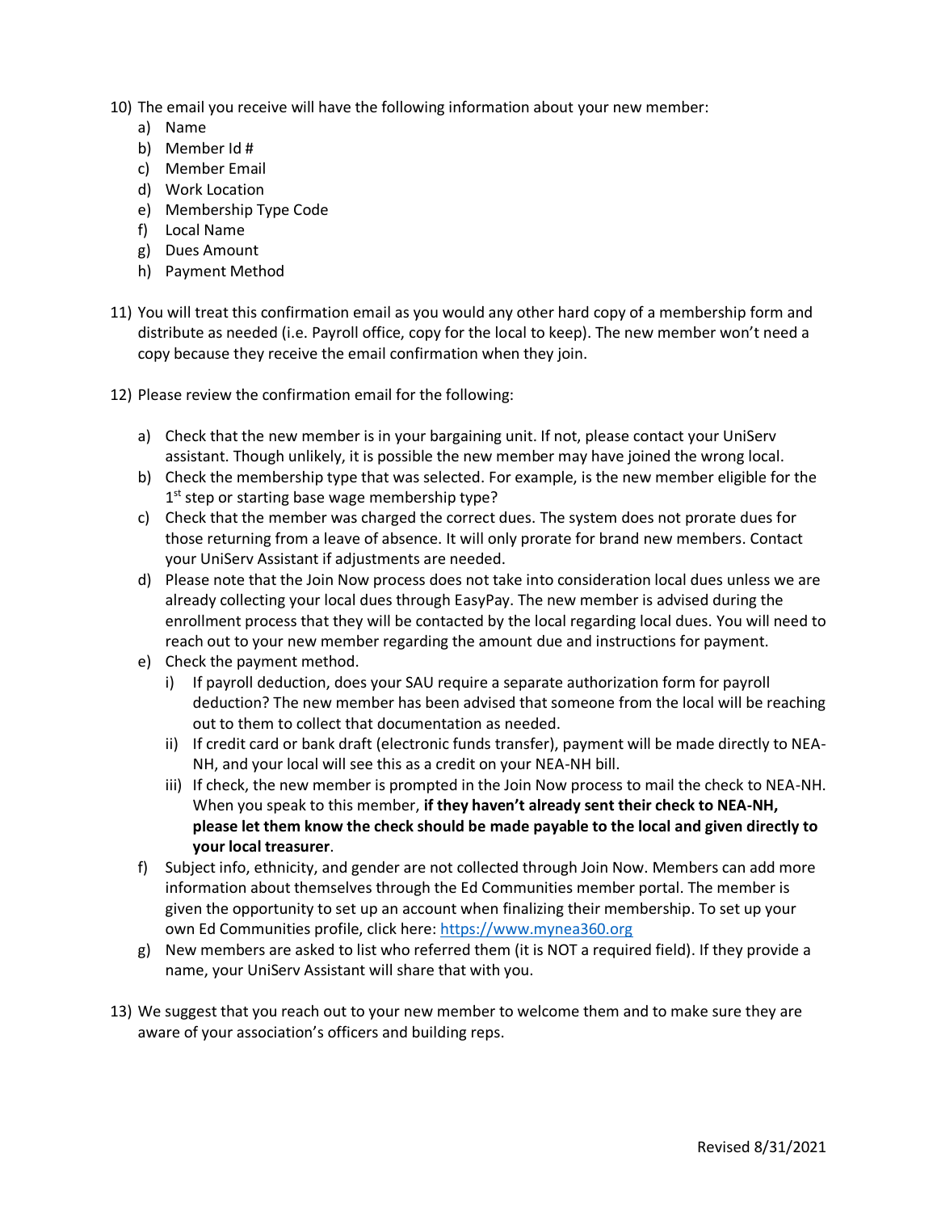10) The email you receive will have the following information about your new member:
    a) Name
    b) Member Id #
    c) Member Email
    d) Work Location
    e) Membership Type Code
    f) Local Name
    g) Dues Amount
    h) Payment Method

11) You will treat this confirmation email as you would any other hard copy of a membership form and distribute as needed (i.e. Payroll office, copy for the local to keep). The new member won't need a copy because they receive the email confirmation when they join.

12) Please review the confirmation email for the following:

    a) Check that the new member is in your bargaining unit. If not, please contact your UniServ assistant. Though unlikely, it is possible the new member may have joined the wrong local.
    b) Check the membership type that was selected. For example, is the new member eligible for the 1st step or starting base wage membership type?
    c) Check that the member was charged the correct dues. The system does not prorate dues for those returning from a leave of absence. It will only prorate for brand new members. Contact your UniServ Assistant if adjustments are needed.
    d) Please note that the Join Now process does not take into consideration local dues unless we are already collecting your local dues through EasyPay. The new member is advised during the enrollment process that they will be contacted by the local regarding local dues. You will need to reach out to your new member regarding the amount due and instructions for payment.
    e) Check the payment method.
        i) If payroll deduction, does your SAU require a separate authorization form for payroll deduction? The new member has been advised that someone from the local will be reaching out to them to collect that documentation as needed.
        ii) If credit card or bank draft (electronic funds transfer), payment will be made directly to NEA-NH, and your local will see this as a credit on your NEA-NH bill.
        iii) If check, the new member is prompted in the Join Now process to mail the check to NEA-NH. When you speak to this member, **if they haven't already sent their check to NEA-NH, please let them know the check should be made payable to the local and given directly to your local treasurer**.
    f) Subject info, ethnicity, and gender are not collected through Join Now. Members can add more information about themselves through the Ed Communities member portal. The member is given the opportunity to set up an account when finalizing their membership. To set up your own Ed Communities profile, click here: [https://www.mynea360.org](https://www.mynea360.org)
    g) New members are asked to list who referred them (it is NOT a required field). If they provide a name, your UniServ Assistant will share that with you.

13) We suggest that you reach out to your new member to welcome them and to make sure they are aware of your association's officers and building reps.

Revised 8/31/2021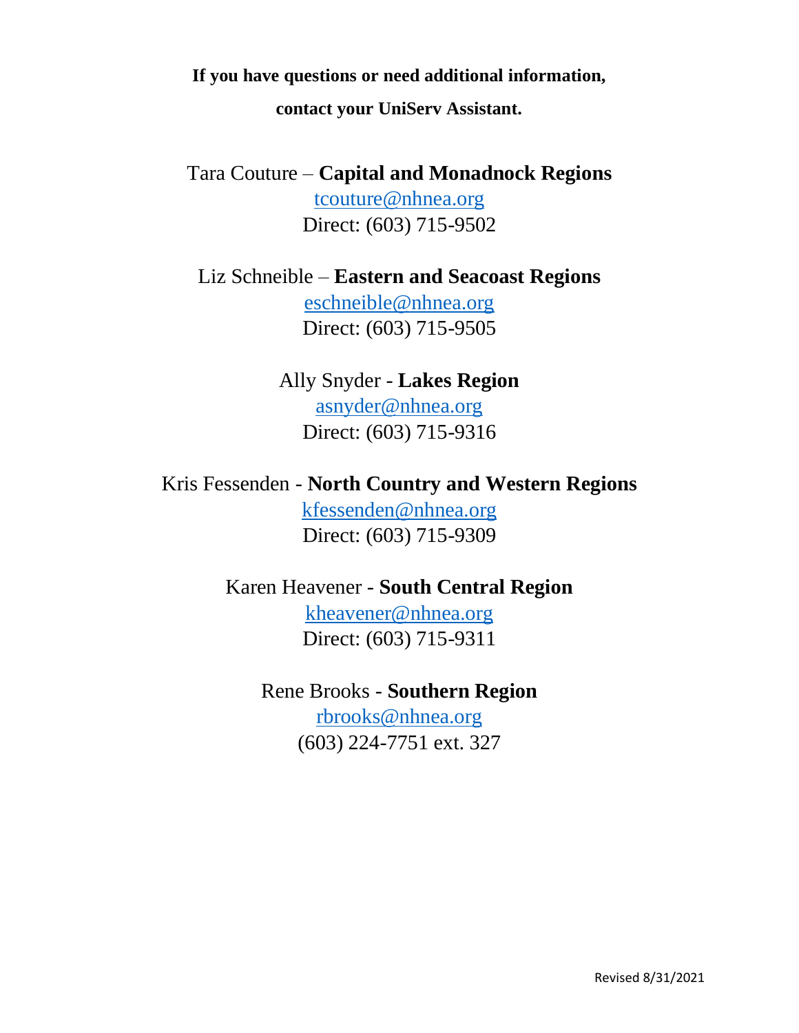**If you have questions or need additional information,**

**contact your UniServ Assistant.**

Tara Couture – **Capital and Monadnock Regions**
tcouture@nhnea.org
Direct: (603) 715-9502

Liz Schneible – **Eastern and Seacoast Regions**
eschneible@nhnea.org
Direct: (603) 715-9505

Ally Snyder - **Lakes Region**
asnyder@nhnea.org
Direct: (603) 715-9316

Kris Fessenden - **North Country and Western Regions**
kfessenden@nhnea.org
Direct: (603) 715-9309

Karen Heavener - **South Central Region**
kheavener@nhnea.org
Direct: (603) 715-9311

Rene Brooks - **Southern Region**
rbrooks@nhnea.org
(603) 224-7751 ext. 327

Revised 8/31/2021